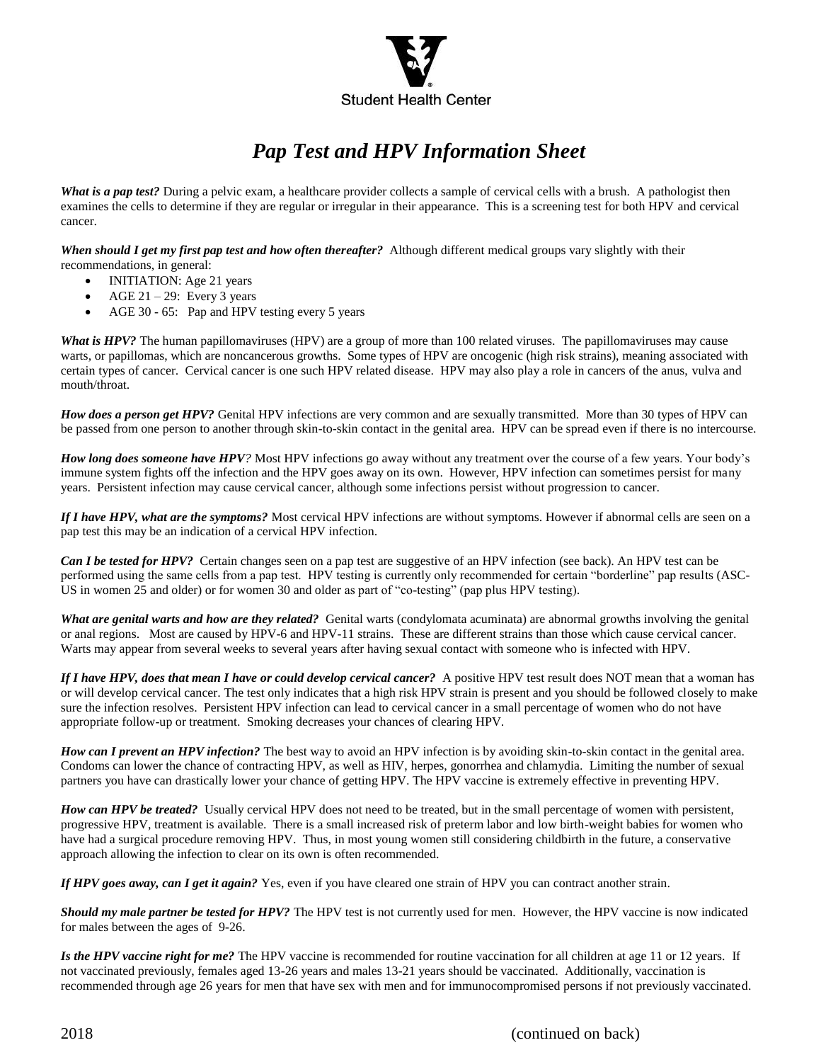Student Health Center

# *Pap Test and HPV Information Sheet*

***What is a pap test?*** During a pelvic exam, a healthcare provider collects a sample of cervical cells with a brush. A pathologist then examines the cells to determine if they are regular or irregular in their appearance. This is a screening test for both HPV and cervical cancer.

***When should I get my first pap test and how often thereafter?*** Although different medical groups vary slightly with their recommendations, in general:

- INITIATION: Age 21 years
- AGE 21 – 29: Every 3 years
- AGE 30 - 65: Pap and HPV testing every 5 years

***What is HPV?*** The human papillomaviruses (HPV) are a group of more than 100 related viruses. The papillomaviruses may cause warts, or papillomas, which are noncancerous growths. Some types of HPV are oncogenic (high risk strains), meaning associated with certain types of cancer. Cervical cancer is one such HPV related disease. HPV may also play a role in cancers of the anus, vulva and mouth/throat.

***How does a person get HPV?*** Genital HPV infections are very common and are sexually transmitted. More than 30 types of HPV can be passed from one person to another through skin-to-skin contact in the genital area. HPV can be spread even if there is no intercourse.

***How long does someone have HPV?*** Most HPV infections go away without any treatment over the course of a few years. Your body's immune system fights off the infection and the HPV goes away on its own. However, HPV infection can sometimes persist for many years. Persistent infection may cause cervical cancer, although some infections persist without progression to cancer.

***If I have HPV, what are the symptoms?*** Most cervical HPV infections are without symptoms. However if abnormal cells are seen on a pap test this may be an indication of a cervical HPV infection.

***Can I be tested for HPV?*** Certain changes seen on a pap test are suggestive of an HPV infection (see back). An HPV test can be performed using the same cells from a pap test. HPV testing is currently only recommended for certain "borderline" pap results (ASC-US in women 25 and older) or for women 30 and older as part of "co-testing" (pap plus HPV testing).

***What are genital warts and how are they related?*** Genital warts (condylomata acuminata) are abnormal growths involving the genital or anal regions. Most are caused by HPV-6 and HPV-11 strains. These are different strains than those which cause cervical cancer. Warts may appear from several weeks to several years after having sexual contact with someone who is infected with HPV.

***If I have HPV, does that mean I have or could develop cervical cancer?*** A positive HPV test result does NOT mean that a woman has or will develop cervical cancer. The test only indicates that a high risk HPV strain is present and you should be followed closely to make sure the infection resolves. Persistent HPV infection can lead to cervical cancer in a small percentage of women who do not have appropriate follow-up or treatment. Smoking decreases your chances of clearing HPV.

***How can I prevent an HPV infection?*** The best way to avoid an HPV infection is by avoiding skin-to-skin contact in the genital area. Condoms can lower the chance of contracting HPV, as well as HIV, herpes, gonorrhea and chlamydia. Limiting the number of sexual partners you have can drastically lower your chance of getting HPV. The HPV vaccine is extremely effective in preventing HPV.

***How can HPV be treated?*** Usually cervical HPV does not need to be treated, but in the small percentage of women with persistent, progressive HPV, treatment is available. There is a small increased risk of preterm labor and low birth-weight babies for women who have had a surgical procedure removing HPV. Thus, in most young women still considering childbirth in the future, a conservative approach allowing the infection to clear on its own is often recommended.

***If HPV goes away, can I get it again?*** Yes, even if you have cleared one strain of HPV you can contract another strain.

***Should my male partner be tested for HPV?*** The HPV test is not currently used for men. However, the HPV vaccine is now indicated for males between the ages of 9-26.

***Is the HPV vaccine right for me?*** The HPV vaccine is recommended for routine vaccination for all children at age 11 or 12 years. If not vaccinated previously, females aged 13-26 years and males 13-21 years should be vaccinated. Additionally, vaccination is recommended through age 26 years for men that have sex with men and for immunocompromised persons if not previously vaccinated.

2018 (continued on back)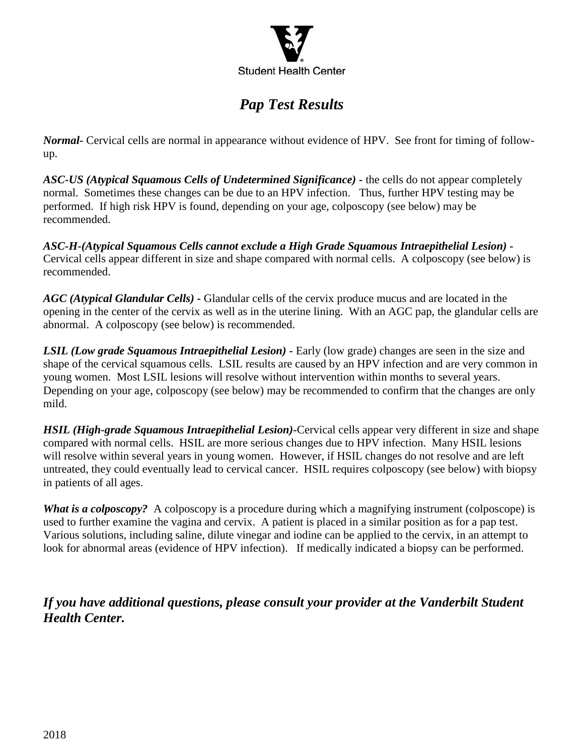Student Health Center

# *Pap Test Results*

***Normal-*** Cervical cells are normal in appearance without evidence of HPV. See front for timing of follow-up.

***ASC-US (Atypical Squamous Cells of Undetermined Significance)*** - the cells do not appear completely normal. Sometimes these changes can be due to an HPV infection. Thus, further HPV testing may be performed. If high risk HPV is found, depending on your age, colposcopy (see below) may be recommended.

***ASC-H-(Atypical Squamous Cells cannot exclude a High Grade Squamous Intraepithelial Lesion) -*** Cervical cells appear different in size and shape compared with normal cells. A colposcopy (see below) is recommended.

***AGC (Atypical Glandular Cells) -*** Glandular cells of the cervix produce mucus and are located in the opening in the center of the cervix as well as in the uterine lining. With an AGC pap, the glandular cells are abnormal. A colposcopy (see below) is recommended.

***LSIL (Low grade Squamous Intraepithelial Lesion) -*** Early (low grade) changes are seen in the size and shape of the cervical squamous cells. LSIL results are caused by an HPV infection and are very common in young women. Most LSIL lesions will resolve without intervention within months to several years. Depending on your age, colposcopy (see below) may be recommended to confirm that the changes are only mild.

***HSIL (High-grade Squamous Intraepithelial Lesion)-***Cervical cells appear very different in size and shape compared with normal cells. HSIL are more serious changes due to HPV infection. Many HSIL lesions will resolve within several years in young women. However, if HSIL changes do not resolve and are left untreated, they could eventually lead to cervical cancer. HSIL requires colposcopy (see below) with biopsy in patients of all ages.

***What is a colposcopy?*** A colposcopy is a procedure during which a magnifying instrument (colposcope) is used to further examine the vagina and cervix. A patient is placed in a similar position as for a pap test. Various solutions, including saline, dilute vinegar and iodine can be applied to the cervix, in an attempt to look for abnormal areas (evidence of HPV infection). If medically indicated a biopsy can be performed.

***If you have additional questions, please consult your provider at the Vanderbilt Student Health Center.***

2018